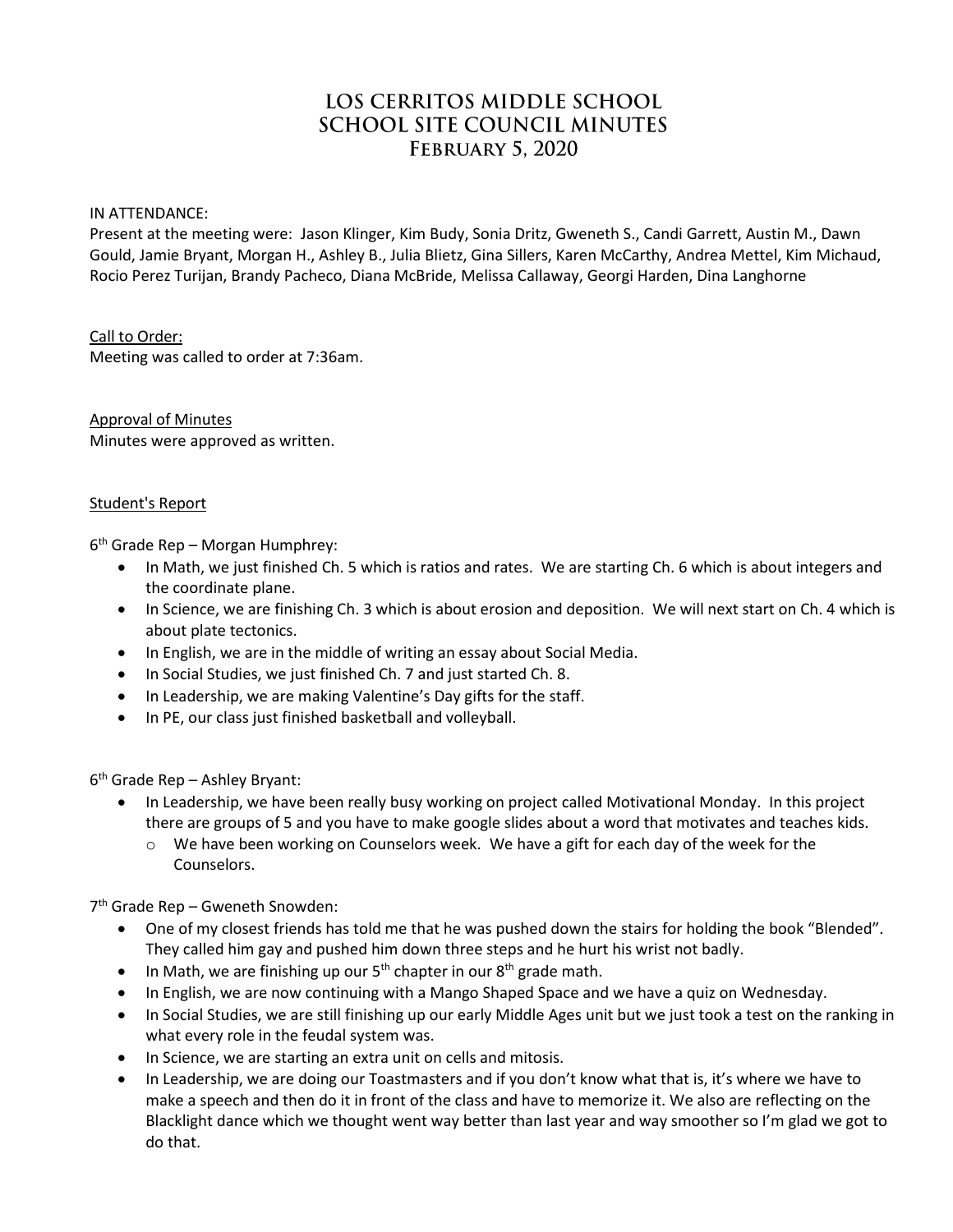# LOS CERRITOS MIDDLE SCHOOL
# SCHOOL SITE COUNCIL MINUTES
## February 5, 2020

IN ATTENDANCE:

Present at the meeting were: Jason Klinger, Kim Budy, Sonia Dritz, Gweneth S., Candi Garrett, Austin M., Dawn Gould, Jamie Bryant, Morgan H., Ashley B., Julia Blietz, Gina Sillers, Karen McCarthy, Andrea Mettel, Kim Michaud, Rocio Perez Turijan, Brandy Pacheco, Diana McBride, Melissa Callaway, Georgi Harden, Dina Langhorne

Call to Order:

Meeting was called to order at 7:36am.

Approval of Minutes

Minutes were approved as written.

Student's Report

6th Grade Rep – Morgan Humphrey:

- In Math, we just finished Ch. 5 which is ratios and rates. We are starting Ch. 6 which is about integers and the coordinate plane.
- In Science, we are finishing Ch. 3 which is about erosion and deposition. We will next start on Ch. 4 which is about plate tectonics.
- In English, we are in the middle of writing an essay about Social Media.
- In Social Studies, we just finished Ch. 7 and just started Ch. 8.
- In Leadership, we are making Valentine's Day gifts for the staff.
- In PE, our class just finished basketball and volleyball.

6th Grade Rep – Ashley Bryant:

- In Leadership, we have been really busy working on project called Motivational Monday. In this project there are groups of 5 and you have to make google slides about a word that motivates and teaches kids.
  - We have been working on Counselors week. We have a gift for each day of the week for the Counselors.

7th Grade Rep – Gweneth Snowden:

- One of my closest friends has told me that he was pushed down the stairs for holding the book "Blended". They called him gay and pushed him down three steps and he hurt his wrist not badly.
- In Math, we are finishing up our 5th chapter in our 8th grade math.
- In English, we are now continuing with a Mango Shaped Space and we have a quiz on Wednesday.
- In Social Studies, we are still finishing up our early Middle Ages unit but we just took a test on the ranking in what every role in the feudal system was.
- In Science, we are starting an extra unit on cells and mitosis.
- In Leadership, we are doing our Toastmasters and if you don't know what that is, it's where we have to make a speech and then do it in front of the class and have to memorize it. We also are reflecting on the Blacklight dance which we thought went way better than last year and way smoother so I'm glad we got to do that.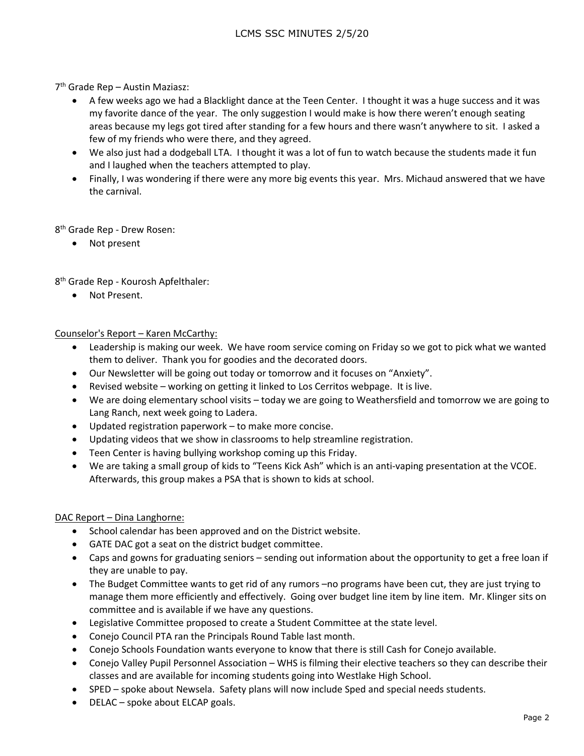7th Grade Rep – Austin Maziasz:

- A few weeks ago we had a Blacklight dance at the Teen Center. I thought it was a huge success and it was my favorite dance of the year. The only suggestion I would make is how there weren't enough seating areas because my legs got tired after standing for a few hours and there wasn't anywhere to sit. I asked a few of my friends who were there, and they agreed.
- We also just had a dodgeball LTA. I thought it was a lot of fun to watch because the students made it fun and I laughed when the teachers attempted to play.
- Finally, I was wondering if there were any more big events this year. Mrs. Michaud answered that we have the carnival.

8th Grade Rep - Drew Rosen:

- Not present

8th Grade Rep - Kourosh Apfelthaler:

- Not Present.

<u>Counselor's Report – Karen McCarthy:</u>

- Leadership is making our week. We have room service coming on Friday so we got to pick what we wanted them to deliver. Thank you for goodies and the decorated doors.
- Our Newsletter will be going out today or tomorrow and it focuses on "Anxiety".
- Revised website – working on getting it linked to Los Cerritos webpage. It is live.
- We are doing elementary school visits – today we are going to Weathersfield and tomorrow we are going to Lang Ranch, next week going to Ladera.
- Updated registration paperwork – to make more concise.
- Updating videos that we show in classrooms to help streamline registration.
- Teen Center is having bullying workshop coming up this Friday.
- We are taking a small group of kids to "Teens Kick Ash" which is an anti-vaping presentation at the VCOE. Afterwards, this group makes a PSA that is shown to kids at school.

<u>DAC Report – Dina Langhorne:</u>

- School calendar has been approved and on the District website.
- GATE DAC got a seat on the district budget committee.
- Caps and gowns for graduating seniors – sending out information about the opportunity to get a free loan if they are unable to pay.
- The Budget Committee wants to get rid of any rumors –no programs have been cut, they are just trying to manage them more efficiently and effectively. Going over budget line item by line item. Mr. Klinger sits on committee and is available if we have any questions.
- Legislative Committee proposed to create a Student Committee at the state level.
- Conejo Council PTA ran the Principals Round Table last month.
- Conejo Schools Foundation wants everyone to know that there is still Cash for Conejo available.
- Conejo Valley Pupil Personnel Association – WHS is filming their elective teachers so they can describe their classes and are available for incoming students going into Westlake High School.
- SPED – spoke about Newsela. Safety plans will now include Sped and special needs students.
- DELAC – spoke about ELCAP goals.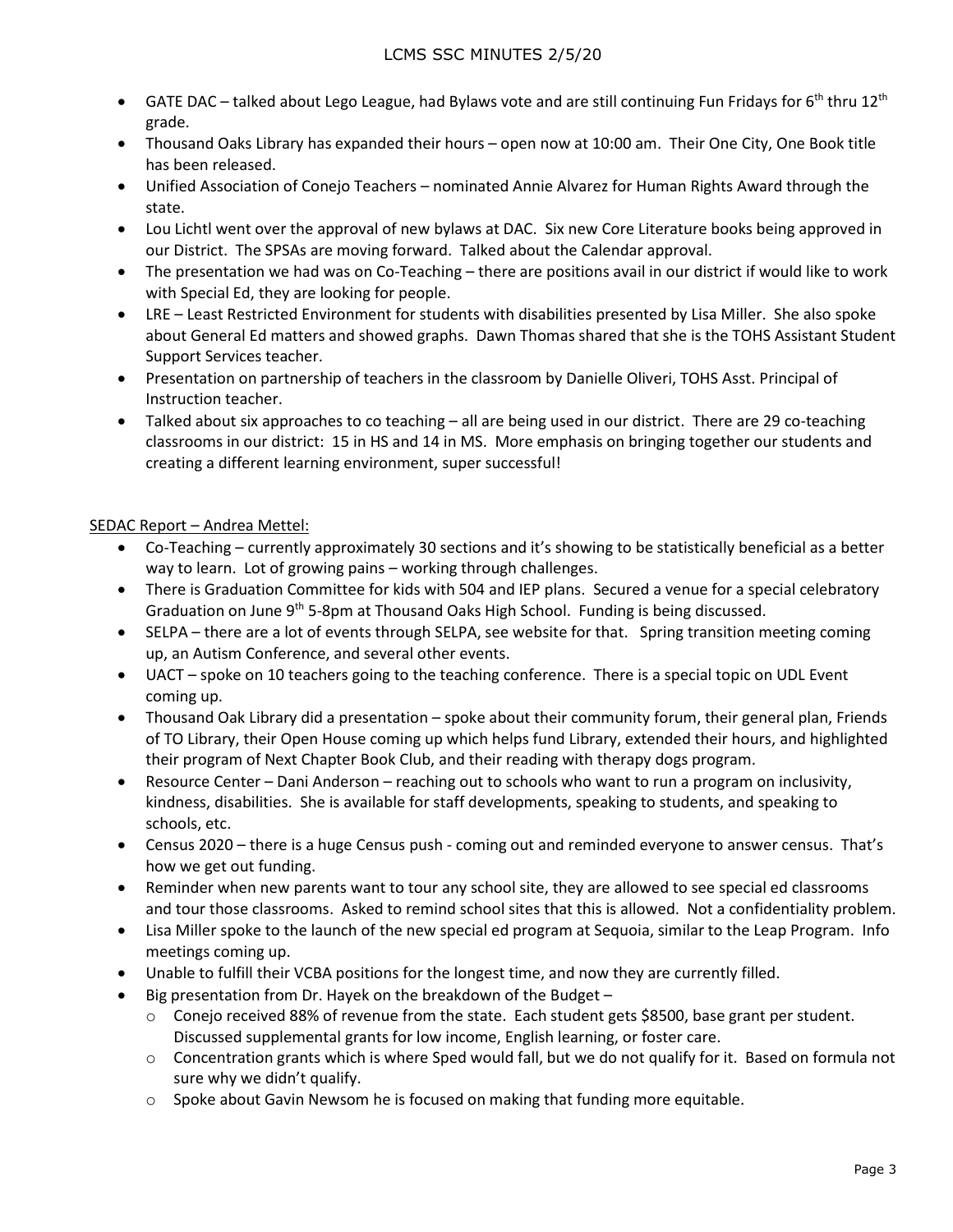- GATE DAC – talked about Lego League, had Bylaws vote and are still continuing Fun Fridays for 6th thru 12th grade.
- Thousand Oaks Library has expanded their hours – open now at 10:00 am. Their One City, One Book title has been released.
- Unified Association of Conejo Teachers – nominated Annie Alvarez for Human Rights Award through the state.
- Lou Lichtl went over the approval of new bylaws at DAC. Six new Core Literature books being approved in our District. The SPSAs are moving forward. Talked about the Calendar approval.
- The presentation we had was on Co-Teaching – there are positions avail in our district if would like to work with Special Ed, they are looking for people.
- LRE – Least Restricted Environment for students with disabilities presented by Lisa Miller. She also spoke about General Ed matters and showed graphs. Dawn Thomas shared that she is the TOHS Assistant Student Support Services teacher.
- Presentation on partnership of teachers in the classroom by Danielle Oliveri, TOHS Asst. Principal of Instruction teacher.
- Talked about six approaches to co teaching – all are being used in our district. There are 29 co-teaching classrooms in our district: 15 in HS and 14 in MS. More emphasis on bringing together our students and creating a different learning environment, super successful!

<u>SEDAC Report – Andrea Mettel:</u>

- Co-Teaching – currently approximately 30 sections and it's showing to be statistically beneficial as a better way to learn. Lot of growing pains – working through challenges.
- There is Graduation Committee for kids with 504 and IEP plans. Secured a venue for a special celebratory Graduation on June 9th 5-8pm at Thousand Oaks High School. Funding is being discussed.
- SELPA – there are a lot of events through SELPA, see website for that. Spring transition meeting coming up, an Autism Conference, and several other events.
- UACT – spoke on 10 teachers going to the teaching conference. There is a special topic on UDL Event coming up.
- Thousand Oak Library did a presentation – spoke about their community forum, their general plan, Friends of TO Library, their Open House coming up which helps fund Library, extended their hours, and highlighted their program of Next Chapter Book Club, and their reading with therapy dogs program.
- Resource Center – Dani Anderson – reaching out to schools who want to run a program on inclusivity, kindness, disabilities. She is available for staff developments, speaking to students, and speaking to schools, etc.
- Census 2020 – there is a huge Census push - coming out and reminded everyone to answer census. That's how we get out funding.
- Reminder when new parents want to tour any school site, they are allowed to see special ed classrooms and tour those classrooms. Asked to remind school sites that this is allowed. Not a confidentiality problem.
- Lisa Miller spoke to the launch of the new special ed program at Sequoia, similar to the Leap Program. Info meetings coming up.
- Unable to fulfill their VCBA positions for the longest time, and now they are currently filled.
- Big presentation from Dr. Hayek on the breakdown of the Budget –
  - Conejo received 88% of revenue from the state. Each student gets $8500, base grant per student. Discussed supplemental grants for low income, English learning, or foster care.
  - Concentration grants which is where Sped would fall, but we do not qualify for it. Based on formula not sure why we didn't qualify.
  - Spoke about Gavin Newsom he is focused on making that funding more equitable.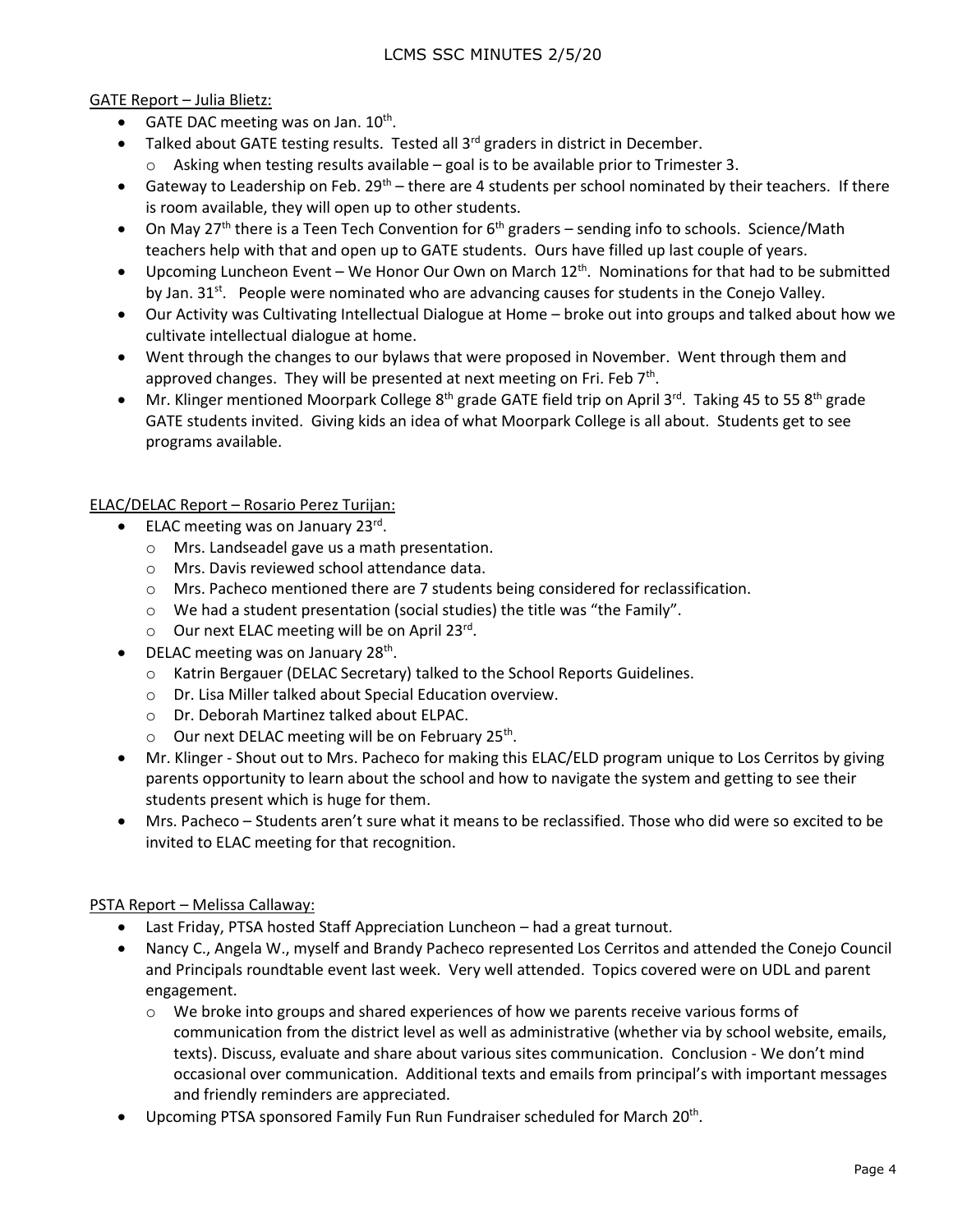GATE Report – Julia Blietz:

- GATE DAC meeting was on Jan. 10th.
- Talked about GATE testing results. Tested all 3rd graders in district in December.
  - Asking when testing results available – goal is to be available prior to Trimester 3.
- Gateway to Leadership on Feb. 29th – there are 4 students per school nominated by their teachers. If there is room available, they will open up to other students.
- On May 27th there is a Teen Tech Convention for 6th graders – sending info to schools. Science/Math teachers help with that and open up to GATE students. Ours have filled up last couple of years.
- Upcoming Luncheon Event – We Honor Our Own on March 12th. Nominations for that had to be submitted by Jan. 31st. People were nominated who are advancing causes for students in the Conejo Valley.
- Our Activity was Cultivating Intellectual Dialogue at Home – broke out into groups and talked about how we cultivate intellectual dialogue at home.
- Went through the changes to our bylaws that were proposed in November. Went through them and approved changes. They will be presented at next meeting on Fri. Feb 7th.
- Mr. Klinger mentioned Moorpark College 8th grade GATE field trip on April 3rd. Taking 45 to 55 8th grade GATE students invited. Giving kids an idea of what Moorpark College is all about. Students get to see programs available.

ELAC/DELAC Report – Rosario Perez Turijan:

- ELAC meeting was on January 23rd.
  - Mrs. Landseadel gave us a math presentation.
  - Mrs. Davis reviewed school attendance data.
  - Mrs. Pacheco mentioned there are 7 students being considered for reclassification.
  - We had a student presentation (social studies) the title was "the Family".
  - Our next ELAC meeting will be on April 23rd.
- DELAC meeting was on January 28th.
  - Katrin Bergauer (DELAC Secretary) talked to the School Reports Guidelines.
  - Dr. Lisa Miller talked about Special Education overview.
  - Dr. Deborah Martinez talked about ELPAC.
  - Our next DELAC meeting will be on February 25th.
- Mr. Klinger - Shout out to Mrs. Pacheco for making this ELAC/ELD program unique to Los Cerritos by giving parents opportunity to learn about the school and how to navigate the system and getting to see their students present which is huge for them.
- Mrs. Pacheco – Students aren't sure what it means to be reclassified. Those who did were so excited to be invited to ELAC meeting for that recognition.

PSTA Report – Melissa Callaway:

- Last Friday, PTSA hosted Staff Appreciation Luncheon – had a great turnout.
- Nancy C., Angela W., myself and Brandy Pacheco represented Los Cerritos and attended the Conejo Council and Principals roundtable event last week. Very well attended. Topics covered were on UDL and parent engagement.
  - We broke into groups and shared experiences of how we parents receive various forms of communication from the district level as well as administrative (whether via by school website, emails, texts). Discuss, evaluate and share about various sites communication. Conclusion - We don't mind occasional over communication. Additional texts and emails from principal's with important messages and friendly reminders are appreciated.
- Upcoming PTSA sponsored Family Fun Run Fundraiser scheduled for March 20th.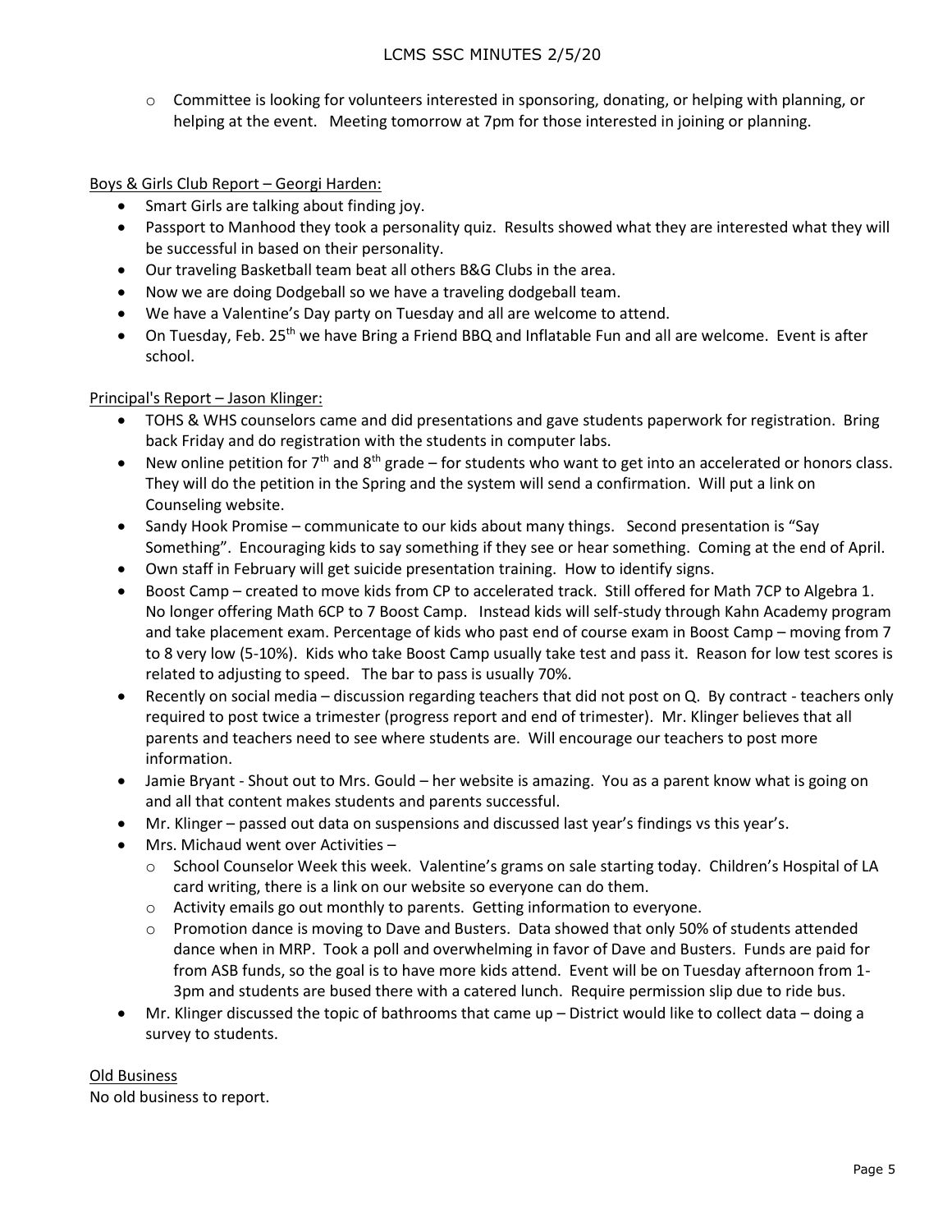- Committee is looking for volunteers interested in sponsoring, donating, or helping with planning, or helping at the event. Meeting tomorrow at 7pm for those interested in joining or planning.

Boys & Girls Club Report – Georgi Harden:

- Smart Girls are talking about finding joy.
- Passport to Manhood they took a personality quiz. Results showed what they are interested what they will be successful in based on their personality.
- Our traveling Basketball team beat all others B&G Clubs in the area.
- Now we are doing Dodgeball so we have a traveling dodgeball team.
- We have a Valentine's Day party on Tuesday and all are welcome to attend.
- On Tuesday, Feb. 25th we have Bring a Friend BBQ and Inflatable Fun and all are welcome. Event is after school.

Principal's Report – Jason Klinger:

- TOHS & WHS counselors came and did presentations and gave students paperwork for registration. Bring back Friday and do registration with the students in computer labs.
- New online petition for 7th and 8th grade – for students who want to get into an accelerated or honors class. They will do the petition in the Spring and the system will send a confirmation. Will put a link on Counseling website.
- Sandy Hook Promise – communicate to our kids about many things. Second presentation is "Say Something". Encouraging kids to say something if they see or hear something. Coming at the end of April.
- Own staff in February will get suicide presentation training. How to identify signs.
- Boost Camp – created to move kids from CP to accelerated track. Still offered for Math 7CP to Algebra 1. No longer offering Math 6CP to 7 Boost Camp. Instead kids will self-study through Kahn Academy program and take placement exam. Percentage of kids who past end of course exam in Boost Camp – moving from 7 to 8 very low (5-10%). Kids who take Boost Camp usually take test and pass it. Reason for low test scores is related to adjusting to speed. The bar to pass is usually 70%.
- Recently on social media – discussion regarding teachers that did not post on Q. By contract - teachers only required to post twice a trimester (progress report and end of trimester). Mr. Klinger believes that all parents and teachers need to see where students are. Will encourage our teachers to post more information.
- Jamie Bryant - Shout out to Mrs. Gould – her website is amazing. You as a parent know what is going on and all that content makes students and parents successful.
- Mr. Klinger – passed out data on suspensions and discussed last year's findings vs this year's.
- Mrs. Michaud went over Activities –
  - School Counselor Week this week. Valentine's grams on sale starting today. Children's Hospital of LA card writing, there is a link on our website so everyone can do them.
  - Activity emails go out monthly to parents. Getting information to everyone.
  - Promotion dance is moving to Dave and Busters. Data showed that only 50% of students attended dance when in MRP. Took a poll and overwhelming in favor of Dave and Busters. Funds are paid for from ASB funds, so the goal is to have more kids attend. Event will be on Tuesday afternoon from 1-3pm and students are bused there with a catered lunch. Require permission slip due to ride bus.
- Mr. Klinger discussed the topic of bathrooms that came up – District would like to collect data – doing a survey to students.

Old Business

No old business to report.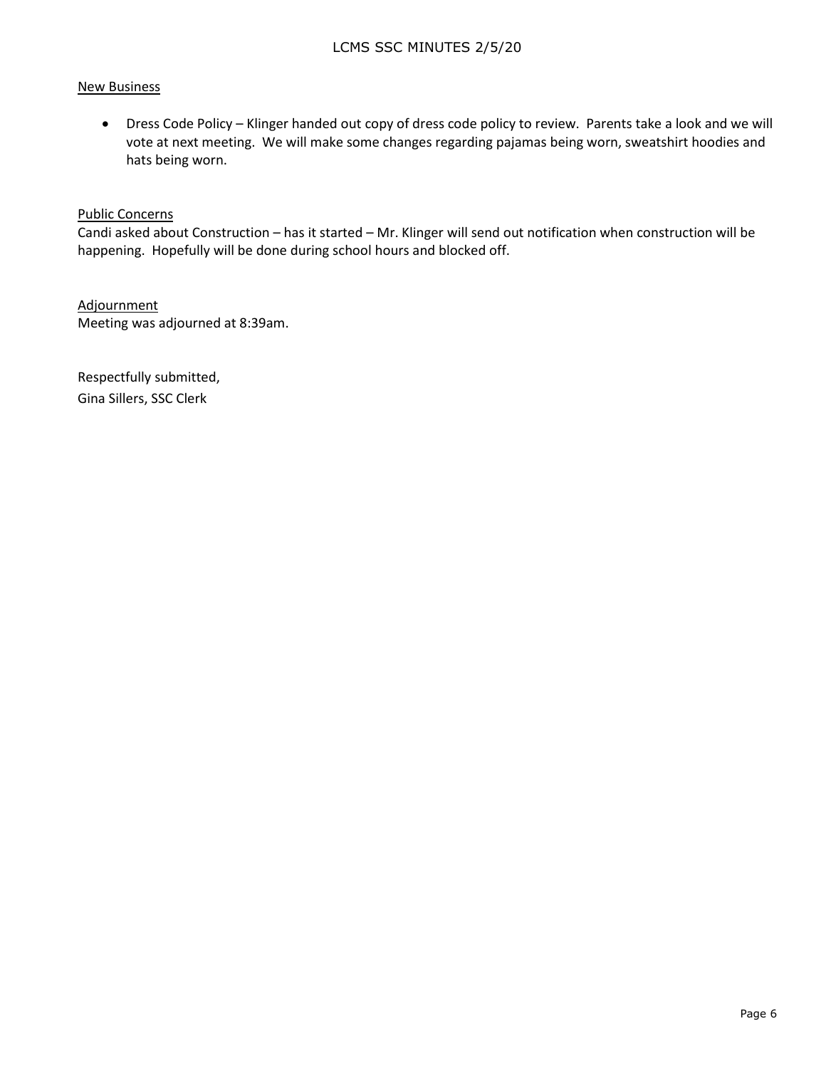## New Business

- Dress Code Policy – Klinger handed out copy of dress code policy to review. Parents take a look and we will vote at next meeting. We will make some changes regarding pajamas being worn, sweatshirt hoodies and hats being worn.

## Public Concerns

Candi asked about Construction – has it started – Mr. Klinger will send out notification when construction will be happening. Hopefully will be done during school hours and blocked off.

## Adjournment

Meeting was adjourned at 8:39am.

Respectfully submitted,
Gina Sillers, SSC Clerk